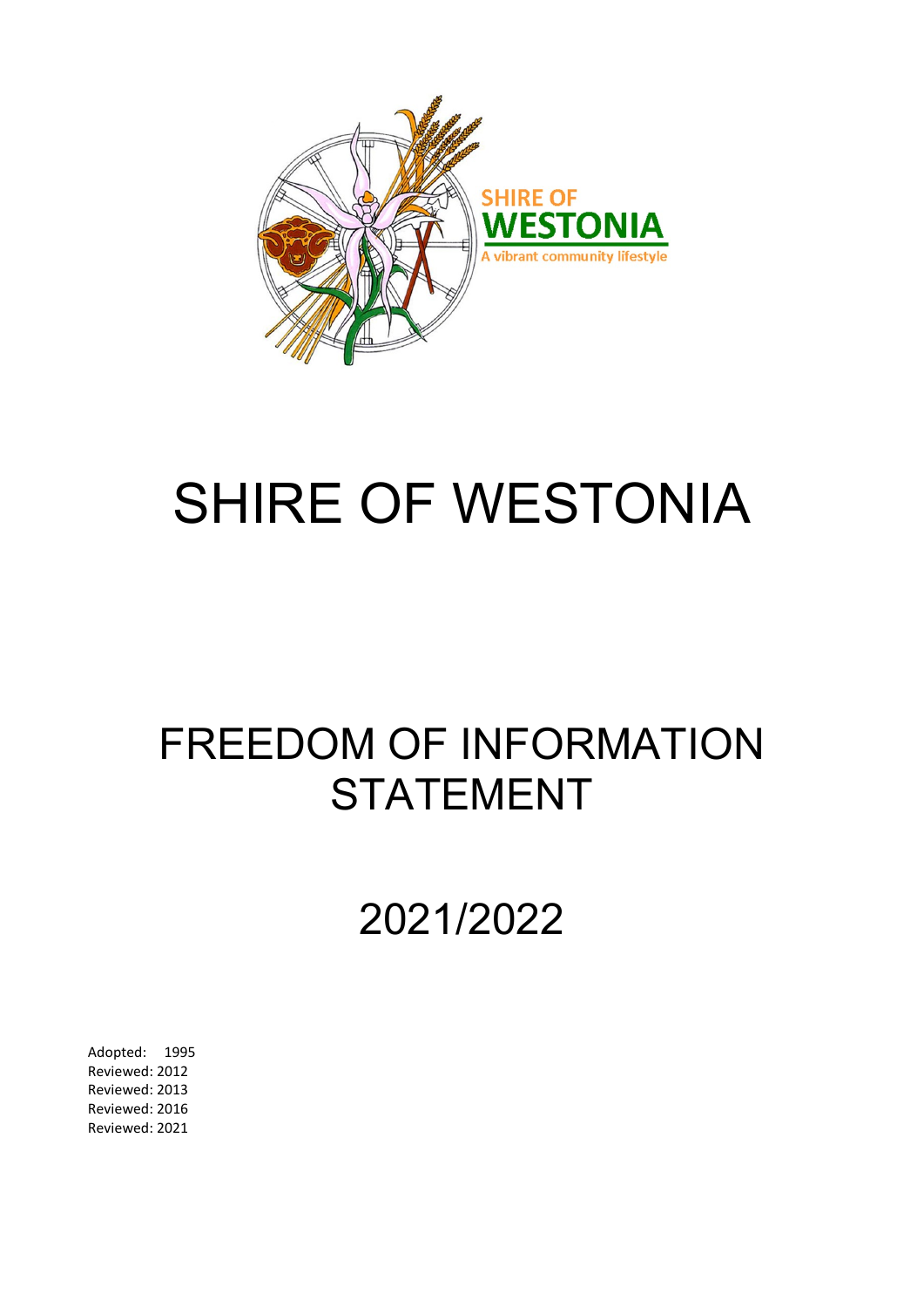# SHIRE OF WESTONIA

## FREEDOM OF INFORMATION STATEMENT

## 2021/2022

Adopted: 1995
Reviewed: 2012
Reviewed: 2013
Reviewed: 2016
Reviewed: 2021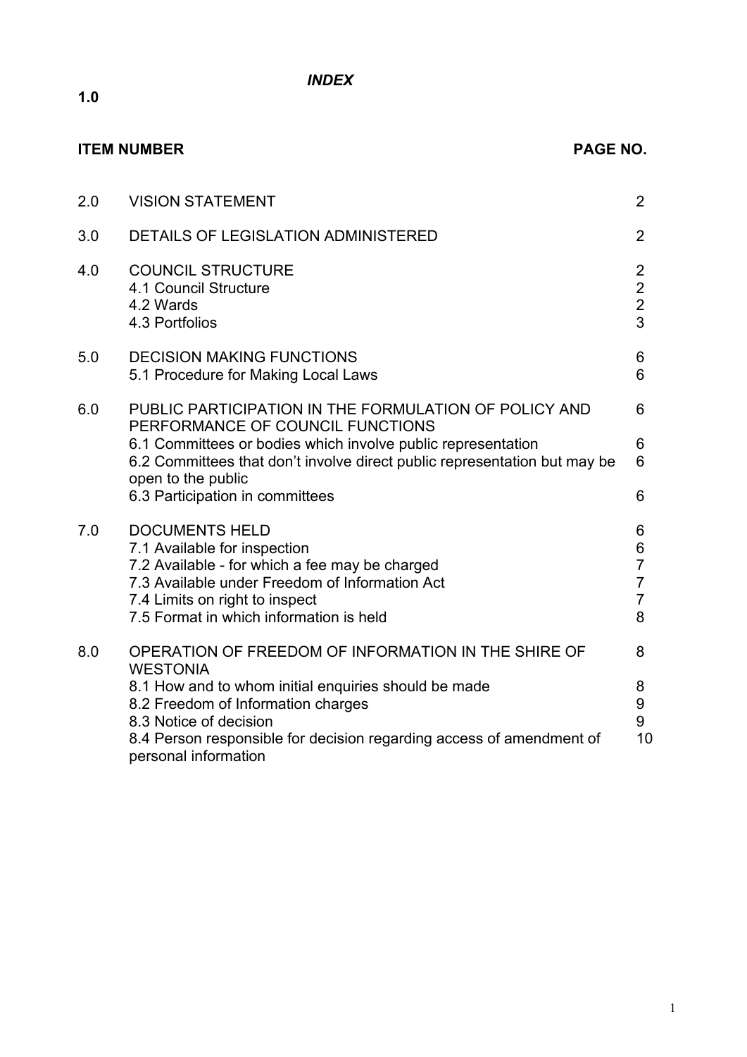# *INDEX*

**1.0**

| **ITEM NUMBER** | | **PAGE NO.** |
|---|---|---|
| 2.0 | VISION STATEMENT | 2 |
| 3.0 | DETAILS OF LEGISLATION ADMINISTERED | 2 |
| 4.0 | COUNCIL STRUCTURE | 2 |
| | 4.1 Council Structure | 2 |
| | 4.2 Wards | 2 |
| | 4.3 Portfolios | 3 |
| 5.0 | DECISION MAKING FUNCTIONS | 6 |
| | 5.1 Procedure for Making Local Laws | 6 |
| 6.0 | PUBLIC PARTICIPATION IN THE FORMULATION OF POLICY AND PERFORMANCE OF COUNCIL FUNCTIONS | 6 |
| | 6.1 Committees or bodies which involve public representation | 6 |
| | 6.2 Committees that don't involve direct public representation but may be open to the public | 6 |
| | 6.3 Participation in committees | 6 |
| 7.0 | DOCUMENTS HELD | 6 |
| | 7.1 Available for inspection | 6 |
| | 7.2 Available - for which a fee may be charged | 7 |
| | 7.3 Available under Freedom of Information Act | 7 |
| | 7.4 Limits on right to inspect | 7 |
| | 7.5 Format in which information is held | 8 |
| 8.0 | OPERATION OF FREEDOM OF INFORMATION IN THE SHIRE OF WESTONIA | 8 |
| | 8.1 How and to whom initial enquiries should be made | 8 |
| | 8.2 Freedom of Information charges | 9 |
| | 8.3 Notice of decision | 9 |
| | 8.4 Person responsible for decision regarding access of amendment of personal information | 10 |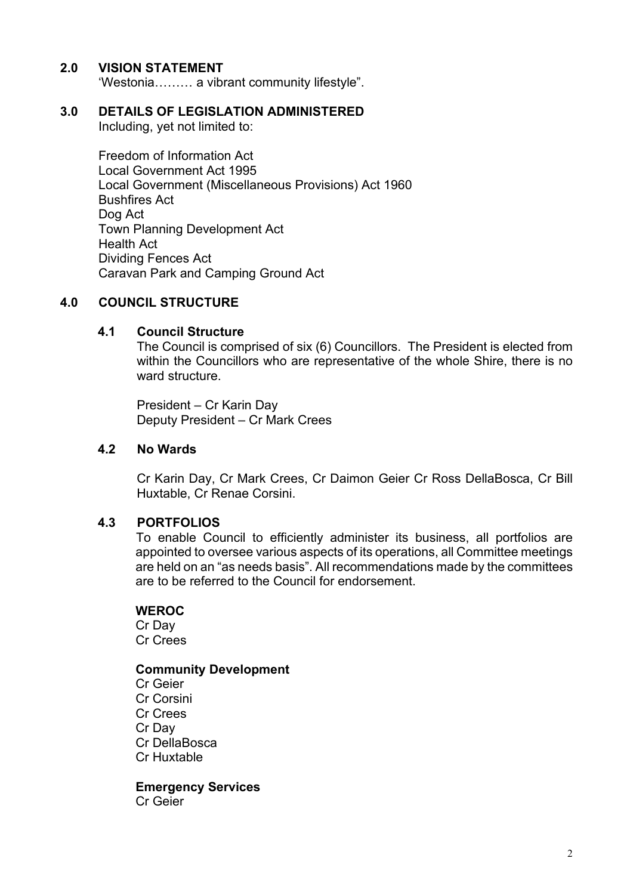## 2.0 VISION STATEMENT

'Westonia……… a vibrant community lifestyle".

## 3.0 DETAILS OF LEGISLATION ADMINISTERED

Including, yet not limited to:

Freedom of Information Act
Local Government Act 1995
Local Government (Miscellaneous Provisions) Act 1960
Bushfires Act
Dog Act
Town Planning Development Act
Health Act
Dividing Fences Act
Caravan Park and Camping Ground Act

## 4.0 COUNCIL STRUCTURE

### 4.1 Council Structure

The Council is comprised of six (6) Councillors. The President is elected from within the Councillors who are representative of the whole Shire, there is no ward structure.

President – Cr Karin Day
Deputy President – Cr Mark Crees

### 4.2 No Wards

Cr Karin Day, Cr Mark Crees, Cr Daimon Geier Cr Ross DellaBosca, Cr Bill Huxtable, Cr Renae Corsini.

### 4.3 PORTFOLIOS

To enable Council to efficiently administer its business, all portfolios are appointed to oversee various aspects of its operations, all Committee meetings are held on an "as needs basis". All recommendations made by the committees are to be referred to the Council for endorsement.

**WEROC**
Cr Day
Cr Crees

**Community Development**
Cr Geier
Cr Corsini
Cr Crees
Cr Day
Cr DellaBosca
Cr Huxtable

**Emergency Services**
Cr Geier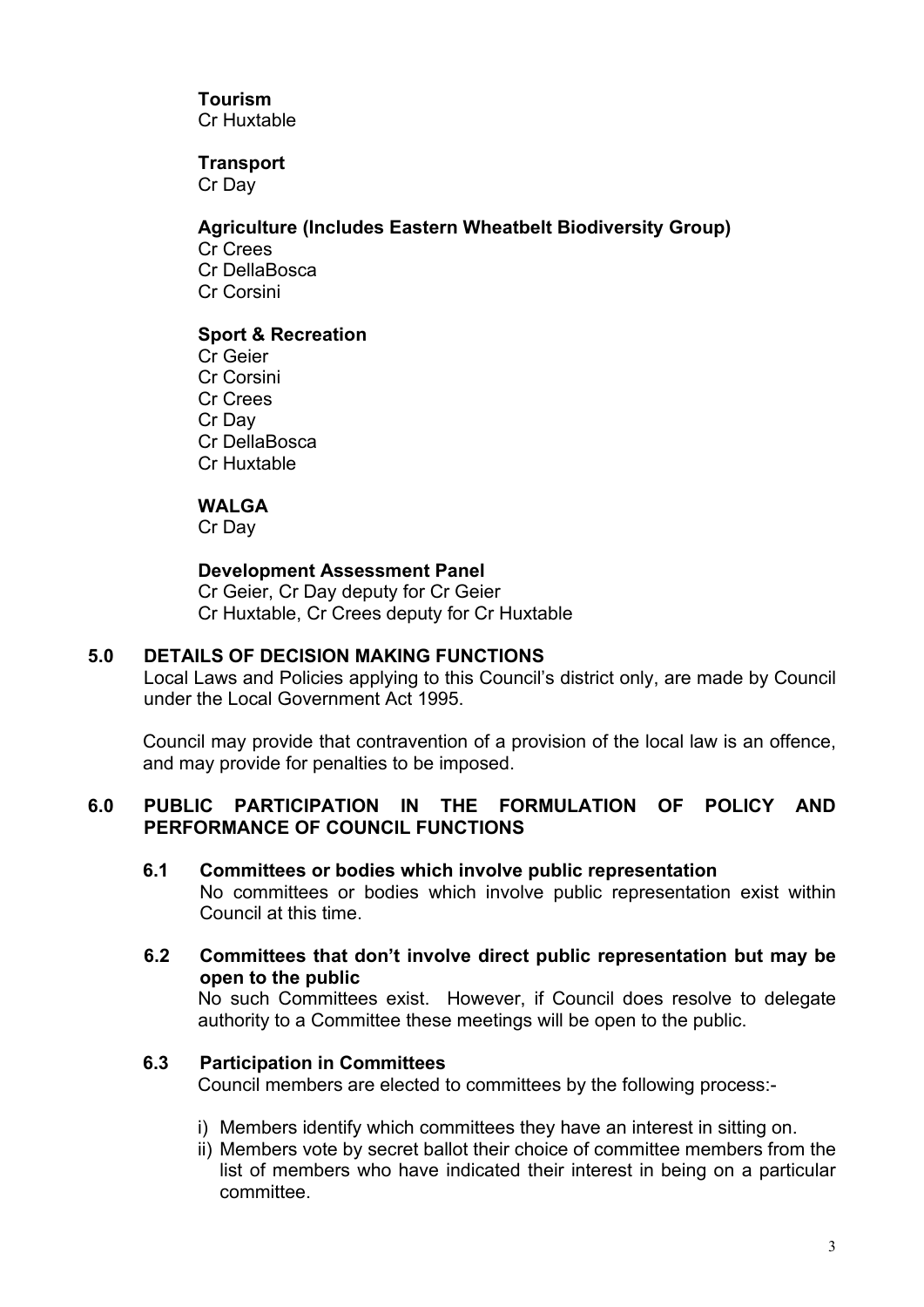**Tourism**
Cr Huxtable

**Transport**
Cr Day

**Agriculture (Includes Eastern Wheatbelt Biodiversity Group)**
Cr Crees
Cr DellaBosca
Cr Corsini

**Sport & Recreation**
Cr Geier
Cr Corsini
Cr Crees
Cr Day
Cr DellaBosca
Cr Huxtable

**WALGA**
Cr Day

**Development Assessment Panel**
Cr Geier, Cr Day deputy for Cr Geier
Cr Huxtable, Cr Crees deputy for Cr Huxtable

## 5.0 DETAILS OF DECISION MAKING FUNCTIONS

Local Laws and Policies applying to this Council's district only, are made by Council under the Local Government Act 1995.

Council may provide that contravention of a provision of the local law is an offence, and may provide for penalties to be imposed.

## 6.0 PUBLIC PARTICIPATION IN THE FORMULATION OF POLICY AND PERFORMANCE OF COUNCIL FUNCTIONS

### 6.1 Committees or bodies which involve public representation

No committees or bodies which involve public representation exist within Council at this time.

### 6.2 Committees that don't involve direct public representation but may be open to the public

No such Committees exist. However, if Council does resolve to delegate authority to a Committee these meetings will be open to the public.

### 6.3 Participation in Committees

Council members are elected to committees by the following process:-

i) Members identify which committees they have an interest in sitting on.
ii) Members vote by secret ballot their choice of committee members from the list of members who have indicated their interest in being on a particular committee.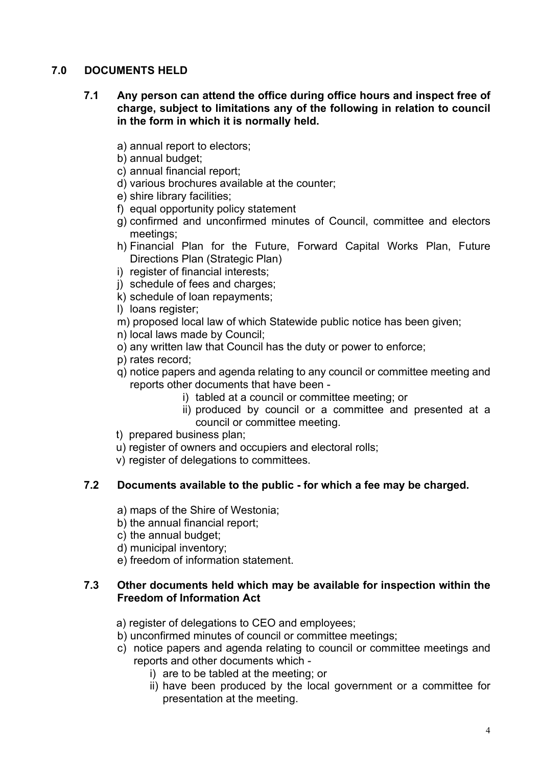## 7.0 DOCUMENTS HELD

### 7.1 Any person can attend the office during office hours and inspect free of charge, subject to limitations any of the following in relation to council in the form in which it is normally held.

a) annual report to electors;
b) annual budget;
c) annual financial report;
d) various brochures available at the counter;
e) shire library facilities;
f) equal opportunity policy statement
g) confirmed and unconfirmed minutes of Council, committee and electors meetings;
h) Financial Plan for the Future, Forward Capital Works Plan, Future Directions Plan (Strategic Plan)
i) register of financial interests;
j) schedule of fees and charges;
k) schedule of loan repayments;
l) loans register;
m) proposed local law of which Statewide public notice has been given;
n) local laws made by Council;
o) any written law that Council has the duty or power to enforce;
p) rates record;
q) notice papers and agenda relating to any council or committee meeting and reports other documents that have been -
   i) tabled at a council or committee meeting; or
   ii) produced by council or a committee and presented at a council or committee meeting.
t) prepared business plan;
u) register of owners and occupiers and electoral rolls;
v) register of delegations to committees.

### 7.2 Documents available to the public - for which a fee may be charged.

a) maps of the Shire of Westonia;
b) the annual financial report;
c) the annual budget;
d) municipal inventory;
e) freedom of information statement.

### 7.3 Other documents held which may be available for inspection within the Freedom of Information Act

a) register of delegations to CEO and employees;
b) unconfirmed minutes of council or committee meetings;
c) notice papers and agenda relating to council or committee meetings and reports and other documents which -
   i) are to be tabled at the meeting; or
   ii) have been produced by the local government or a committee for presentation at the meeting.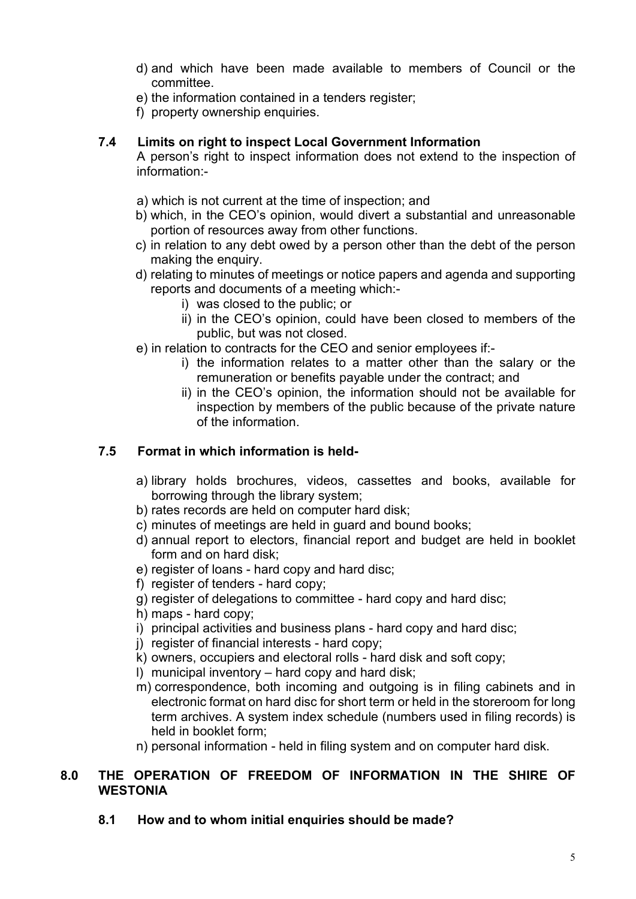d) and which have been made available to members of Council or the committee.
e) the information contained in a tenders register;
f) property ownership enquiries.

### 7.4 Limits on right to inspect Local Government Information

A person's right to inspect information does not extend to the inspection of information:-

a) which is not current at the time of inspection; and
b) which, in the CEO's opinion, would divert a substantial and unreasonable portion of resources away from other functions.
c) in relation to any debt owed by a person other than the debt of the person making the enquiry.
d) relating to minutes of meetings or notice papers and agenda and supporting reports and documents of a meeting which:-
    i) was closed to the public; or
    ii) in the CEO's opinion, could have been closed to members of the public, but was not closed.
e) in relation to contracts for the CEO and senior employees if:-
    i) the information relates to a matter other than the salary or the remuneration or benefits payable under the contract; and
    ii) in the CEO's opinion, the information should not be available for inspection by members of the public because of the private nature of the information.

### 7.5 Format in which information is held-

a) library holds brochures, videos, cassettes and books, available for borrowing through the library system;
b) rates records are held on computer hard disk;
c) minutes of meetings are held in guard and bound books;
d) annual report to electors, financial report and budget are held in booklet form and on hard disk;
e) register of loans - hard copy and hard disc;
f) register of tenders - hard copy;
g) register of delegations to committee - hard copy and hard disc;
h) maps - hard copy;
i) principal activities and business plans - hard copy and hard disc;
j) register of financial interests - hard copy;
k) owners, occupiers and electoral rolls - hard disk and soft copy;
l) municipal inventory – hard copy and hard disk;
m) correspondence, both incoming and outgoing is in filing cabinets and in electronic format on hard disc for short term or held in the storeroom for long term archives. A system index schedule (numbers used in filing records) is held in booklet form;
n) personal information - held in filing system and on computer hard disk.

## 8.0 THE OPERATION OF FREEDOM OF INFORMATION IN THE SHIRE OF WESTONIA

### 8.1 How and to whom initial enquiries should be made?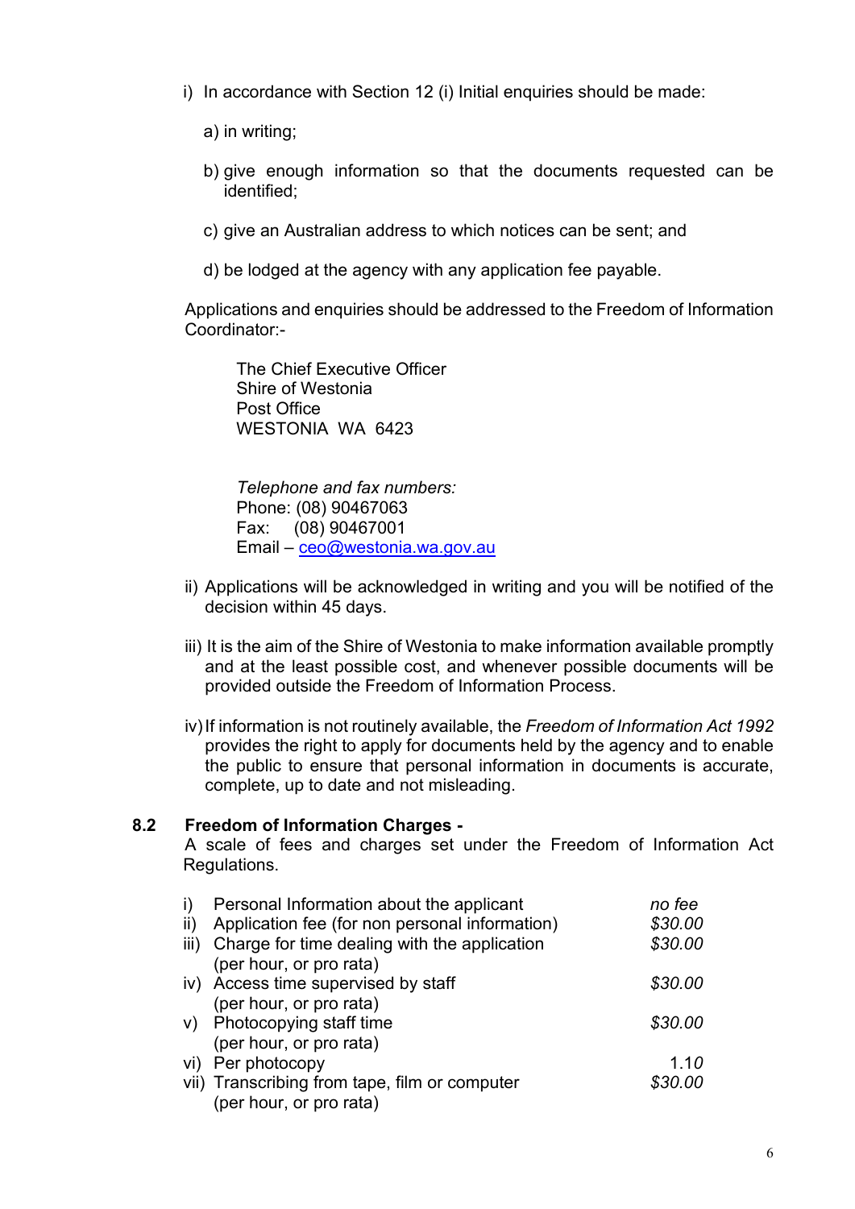i) In accordance with Section 12 (i) Initial enquiries should be made:

   a) in writing;

   b) give enough information so that the documents requested can be identified;

   c) give an Australian address to which notices can be sent; and

   d) be lodged at the agency with any application fee payable.

Applications and enquiries should be addressed to the Freedom of Information Coordinator:-

> The Chief Executive Officer
> Shire of Westonia
> Post Office
> WESTONIA WA 6423
>
> *Telephone and fax numbers:*
> Phone: (08) 90467063
> Fax: (08) 90467001
> Email – ceo@westonia.wa.gov.au

ii) Applications will be acknowledged in writing and you will be notified of the decision within 45 days.

iii) It is the aim of the Shire of Westonia to make information available promptly and at the least possible cost, and whenever possible documents will be provided outside the Freedom of Information Process.

iv) If information is not routinely available, the *Freedom of Information Act 1992* provides the right to apply for documents held by the agency and to enable the public to ensure that personal information in documents is accurate, complete, up to date and not misleading.

## 8.2 Freedom of Information Charges -

A scale of fees and charges set under the Freedom of Information Act Regulations.

| | | |
|---|---|---|
| i) | Personal Information about the applicant | *no fee* |
| ii) | Application fee (for non personal information) | *$30.00* |
| iii) | Charge for time dealing with the application (per hour, or pro rata) | *$30.00* |
| iv) | Access time supervised by staff (per hour, or pro rata) | *$30.00* |
| v) | Photocopying staff time (per hour, or pro rata) | *$30.00* |
| vi) | Per photocopy | 1.1*0* |
| vii) | Transcribing from tape, film or computer (per hour, or pro rata) | *$30.00* |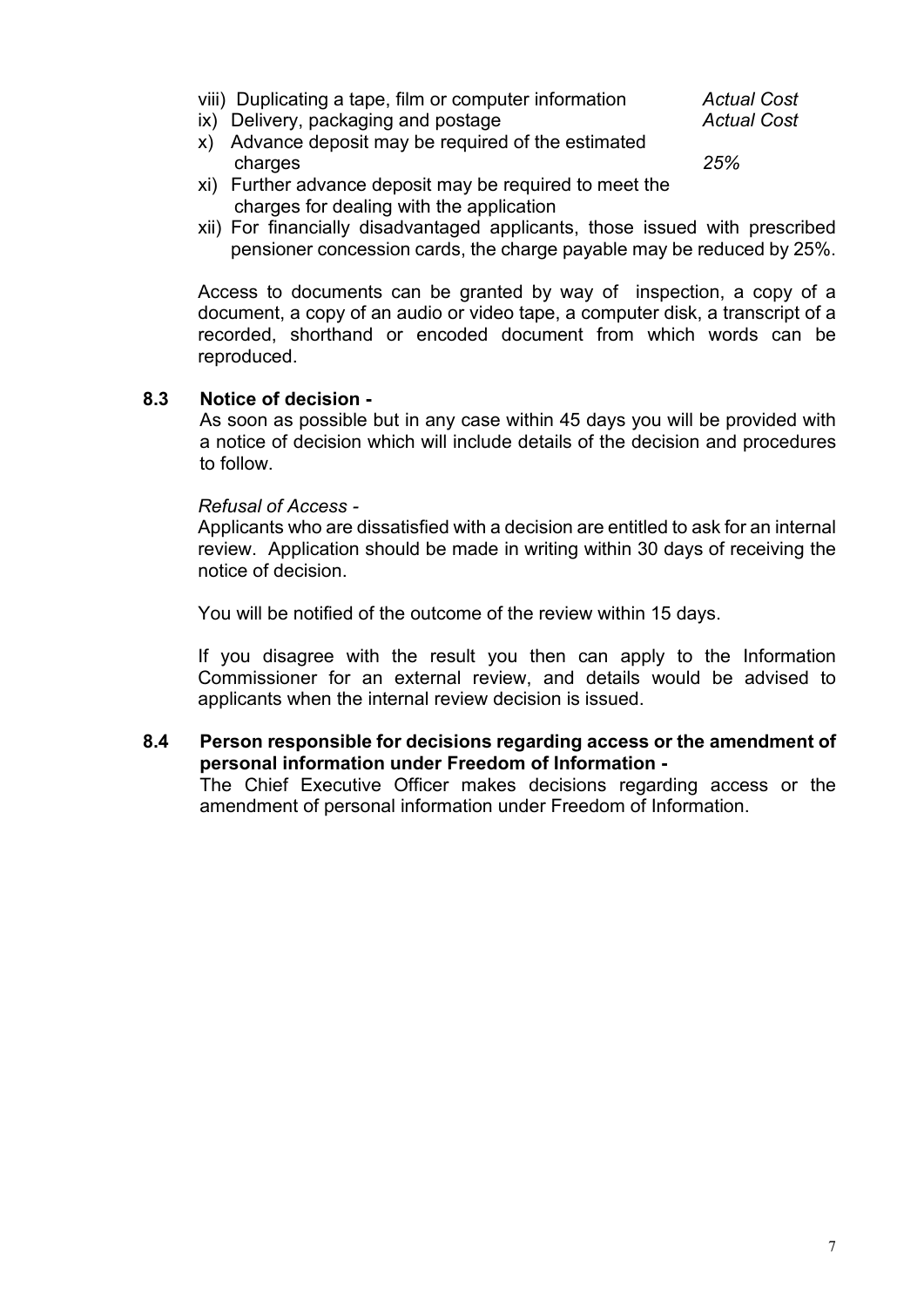viii) Duplicating a tape, film or computer information *Actual Cost*

ix) Delivery, packaging and postage *Actual Cost*

x) Advance deposit may be required of the estimated charges *25%*

xi) Further advance deposit may be required to meet the charges for dealing with the application

xii) For financially disadvantaged applicants, those issued with prescribed pensioner concession cards, the charge payable may be reduced by 25%.

Access to documents can be granted by way of inspection, a copy of a document, a copy of an audio or video tape, a computer disk, a transcript of a recorded, shorthand or encoded document from which words can be reproduced.

**8.3 Notice of decision -**

As soon as possible but in any case within 45 days you will be provided with a notice of decision which will include details of the decision and procedures to follow.

*Refusal of Access -*

Applicants who are dissatisfied with a decision are entitled to ask for an internal review. Application should be made in writing within 30 days of receiving the notice of decision.

You will be notified of the outcome of the review within 15 days.

If you disagree with the result you then can apply to the Information Commissioner for an external review, and details would be advised to applicants when the internal review decision is issued.

**8.4 Person responsible for decisions regarding access or the amendment of personal information under Freedom of Information -**

The Chief Executive Officer makes decisions regarding access or the amendment of personal information under Freedom of Information.